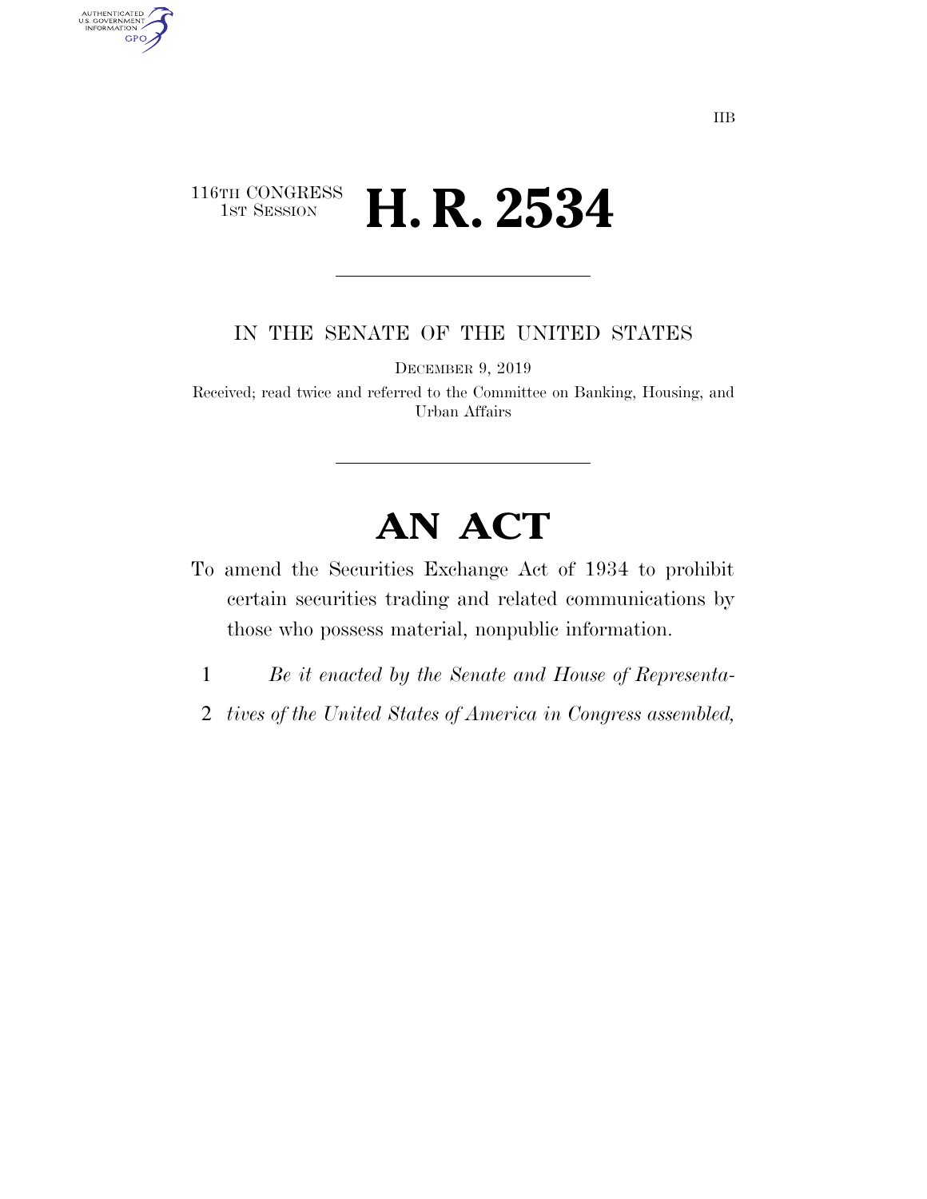IIB

116TH CONGRESS
1ST SESSION

# H. R. 2534

IN THE SENATE OF THE UNITED STATES

DECEMBER 9, 2019

Received; read twice and referred to the Committee on Banking, Housing, and Urban Affairs

# AN ACT

To amend the Securities Exchange Act of 1934 to prohibit certain securities trading and related communications by those who possess material, nonpublic information.

1 *Be it enacted by the Senate and House of Representa-*
2 *tives of the United States of America in Congress assembled,*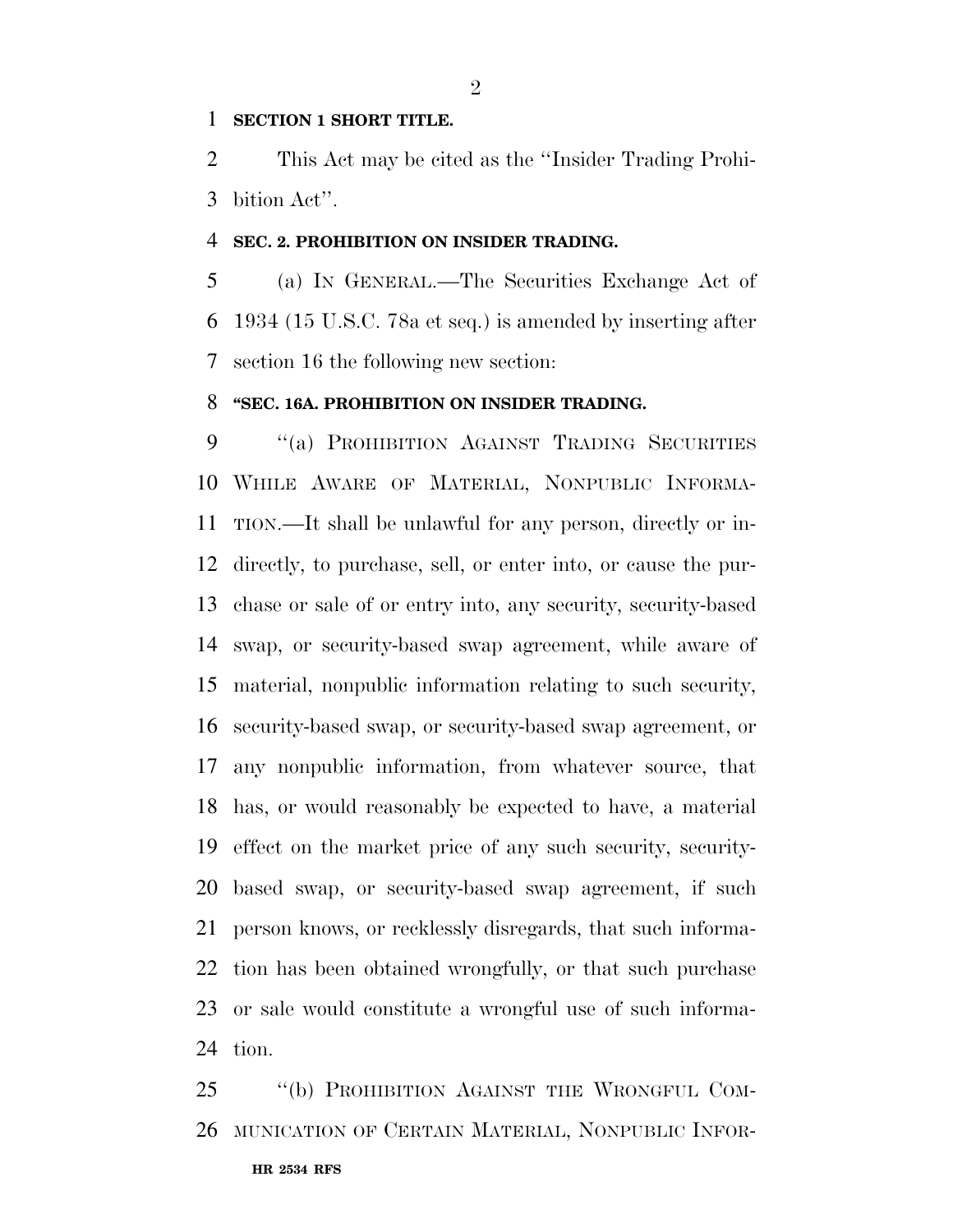**SECTION 1 SHORT TITLE.**

This Act may be cited as the ''Insider Trading Prohibition Act''.

**SEC. 2. PROHIBITION ON INSIDER TRADING.**

(a) IN GENERAL.—The Securities Exchange Act of 1934 (15 U.S.C. 78a et seq.) is amended by inserting after section 16 the following new section:

**''SEC. 16A. PROHIBITION ON INSIDER TRADING.**

''(a) PROHIBITION AGAINST TRADING SECURITIES WHILE AWARE OF MATERIAL, NONPUBLIC INFORMATION.—It shall be unlawful for any person, directly or indirectly, to purchase, sell, or enter into, or cause the purchase or sale of or entry into, any security, security-based swap, or security-based swap agreement, while aware of material, nonpublic information relating to such security, security-based swap, or security-based swap agreement, or any nonpublic information, from whatever source, that has, or would reasonably be expected to have, a material effect on the market price of any such security, security-based swap, or security-based swap agreement, if such person knows, or recklessly disregards, that such information has been obtained wrongfully, or that such purchase or sale would constitute a wrongful use of such information.

''(b) PROHIBITION AGAINST THE WRONGFUL COMMUNICATION OF CERTAIN MATERIAL, NONPUBLIC INFOR-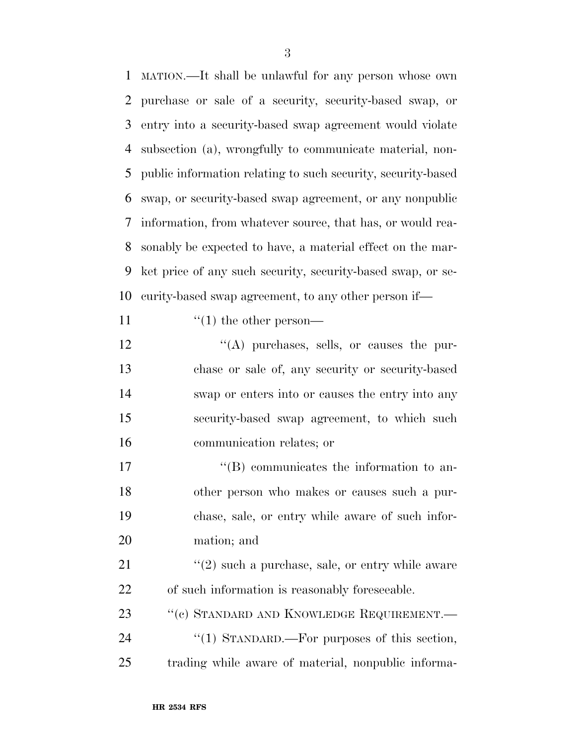MATION.—It shall be unlawful for any person whose own purchase or sale of a security, security-based swap, or entry into a security-based swap agreement would violate subsection (a), wrongfully to communicate material, nonpublic information relating to such security, security-based swap, or security-based swap agreement, or any nonpublic information, from whatever source, that has, or would reasonably be expected to have, a material effect on the market price of any such security, security-based swap, or security-based swap agreement, to any other person if—

"(1) the other person—

"(A) purchases, sells, or causes the purchase or sale of, any security or security-based swap or enters into or causes the entry into any security-based swap agreement, to which such communication relates; or

"(B) communicates the information to another person who makes or causes such a purchase, sale, or entry while aware of such information; and

"(2) such a purchase, sale, or entry while aware of such information is reasonably foreseeable.

"(c) STANDARD AND KNOWLEDGE REQUIREMENT.—

"(1) STANDARD.—For purposes of this section, trading while aware of material, nonpublic informa-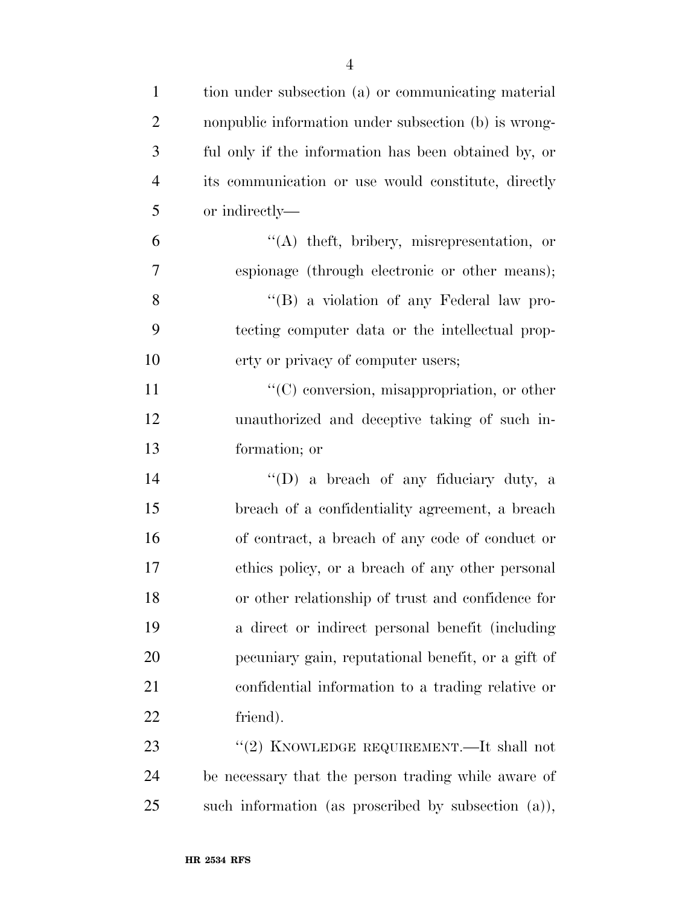tion under subsection (a) or communicating material nonpublic information under subsection (b) is wrongful only if the information has been obtained by, or its communication or use would constitute, directly or indirectly—

"(A) theft, bribery, misrepresentation, or espionage (through electronic or other means);

"(B) a violation of any Federal law protecting computer data or the intellectual property or privacy of computer users;

"(C) conversion, misappropriation, or other unauthorized and deceptive taking of such information; or

"(D) a breach of any fiduciary duty, a breach of a confidentiality agreement, a breach of contract, a breach of any code of conduct or ethics policy, or a breach of any other personal or other relationship of trust and confidence for a direct or indirect personal benefit (including pecuniary gain, reputational benefit, or a gift of confidential information to a trading relative or friend).

"(2) KNOWLEDGE REQUIREMENT.—It shall not be necessary that the person trading while aware of such information (as proscribed by subsection (a)),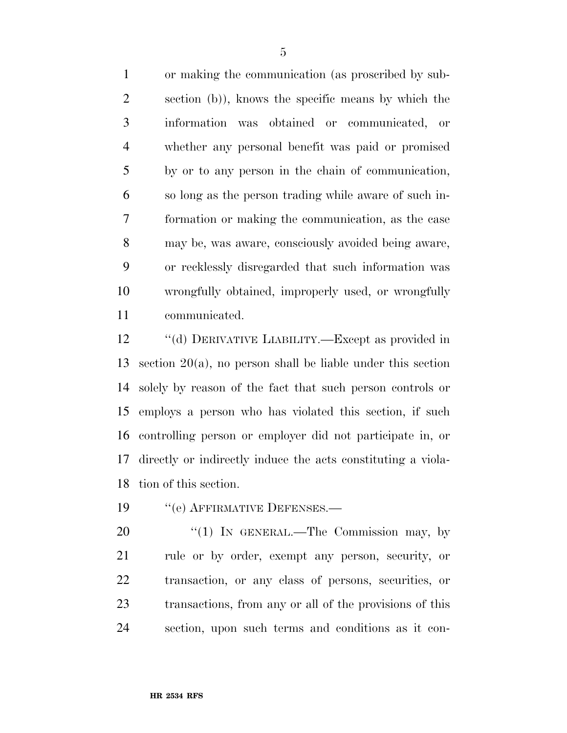or making the communication (as proscribed by subsection (b)), knows the specific means by which the information was obtained or communicated, or whether any personal benefit was paid or promised by or to any person in the chain of communication, so long as the person trading while aware of such information or making the communication, as the case may be, was aware, consciously avoided being aware, or recklessly disregarded that such information was wrongfully obtained, improperly used, or wrongfully communicated.

''(d) DERIVATIVE LIABILITY.—Except as provided in section 20(a), no person shall be liable under this section solely by reason of the fact that such person controls or employs a person who has violated this section, if such controlling person or employer did not participate in, or directly or indirectly induce the acts constituting a violation of this section.

''(e) AFFIRMATIVE DEFENSES.—

''(1) IN GENERAL.—The Commission may, by rule or by order, exempt any person, security, or transaction, or any class of persons, securities, or transactions, from any or all of the provisions of this section, upon such terms and conditions as it con-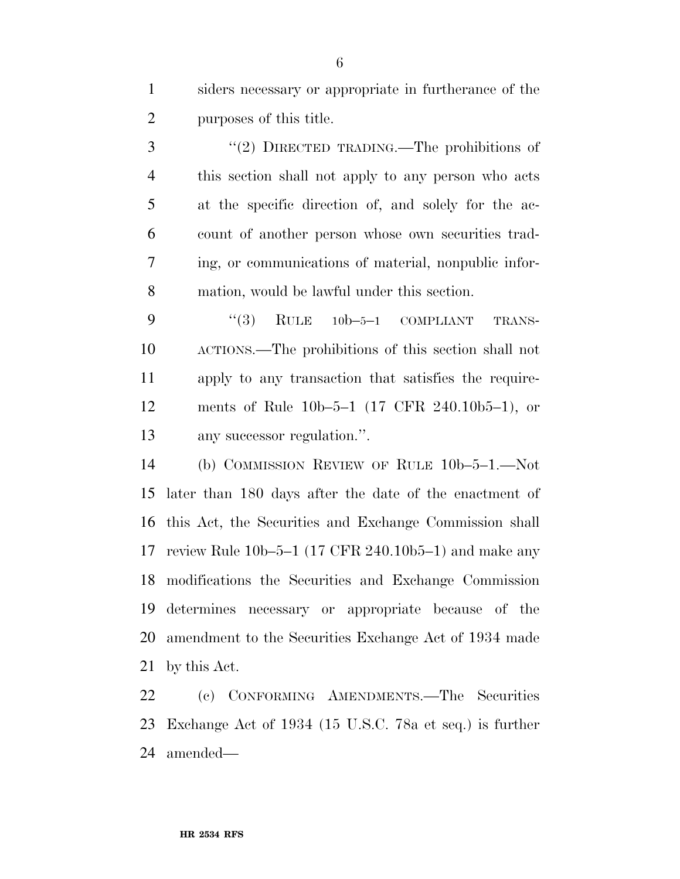siders necessary or appropriate in furtherance of the purposes of this title.

''(2) DIRECTED TRADING.—The prohibitions of this section shall not apply to any person who acts at the specific direction of, and solely for the account of another person whose own securities trading, or communications of material, nonpublic information, would be lawful under this section.

''(3) RULE 10b–5–1 COMPLIANT TRANSACTIONS.—The prohibitions of this section shall not apply to any transaction that satisfies the requirements of Rule 10b–5–1 (17 CFR 240.10b5–1), or any successor regulation.''.

(b) COMMISSION REVIEW OF RULE 10b–5–1.—Not later than 180 days after the date of the enactment of this Act, the Securities and Exchange Commission shall review Rule 10b–5–1 (17 CFR 240.10b5–1) and make any modifications the Securities and Exchange Commission determines necessary or appropriate because of the amendment to the Securities Exchange Act of 1934 made by this Act.

(c) CONFORMING AMENDMENTS.—The Securities Exchange Act of 1934 (15 U.S.C. 78a et seq.) is further amended—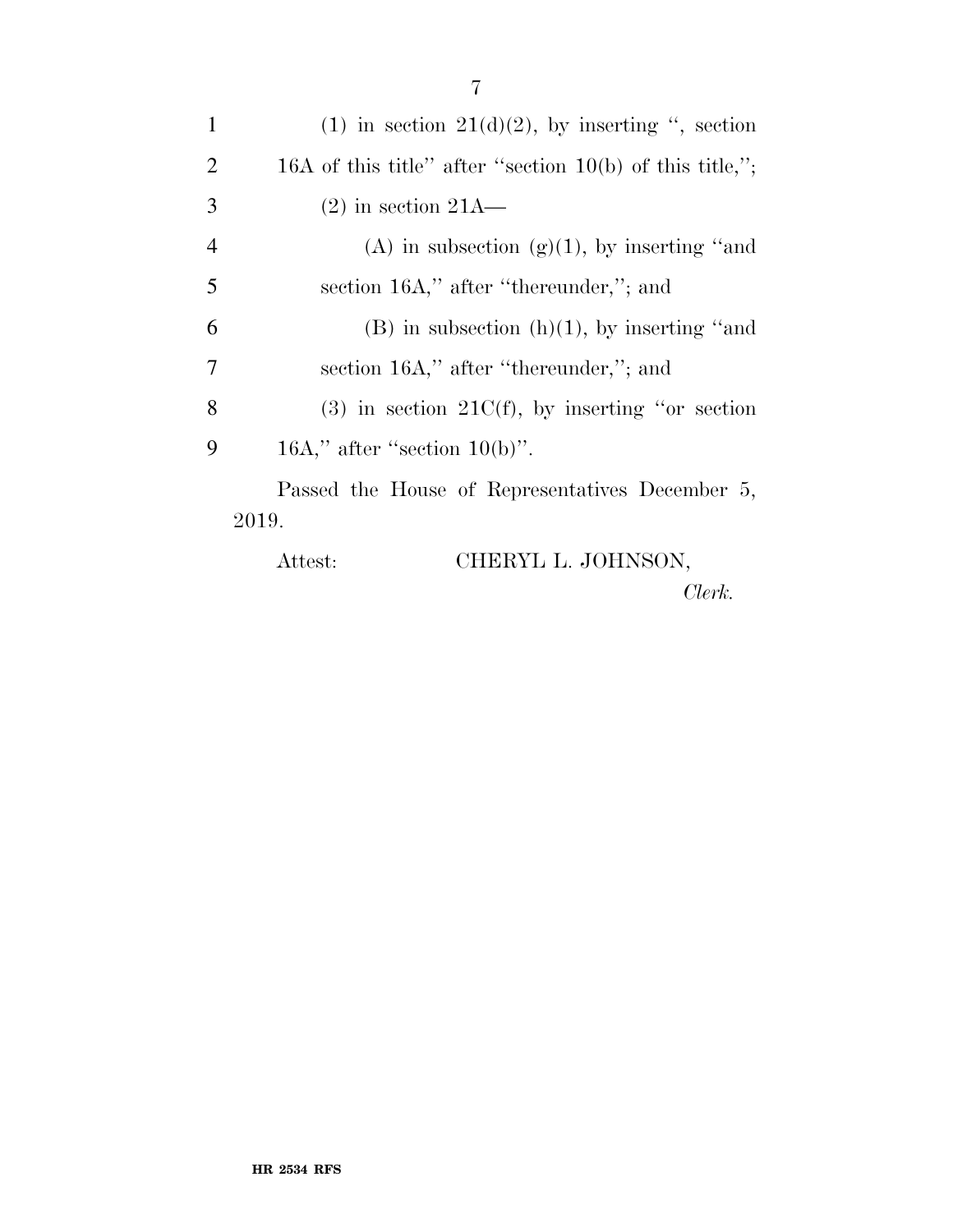(1) in section 21(d)(2), by inserting ", section 16A of this title" after "section 10(b) of this title,";

(2) in section 21A—

(A) in subsection (g)(1), by inserting "and section 16A," after "thereunder,"; and

(B) in subsection (h)(1), by inserting "and section 16A," after "thereunder,"; and

(3) in section 21C(f), by inserting "or section 16A," after "section 10(b)".

Passed the House of Representatives December 5, 2019.

Attest: CHERYL L. JOHNSON,

*Clerk.*